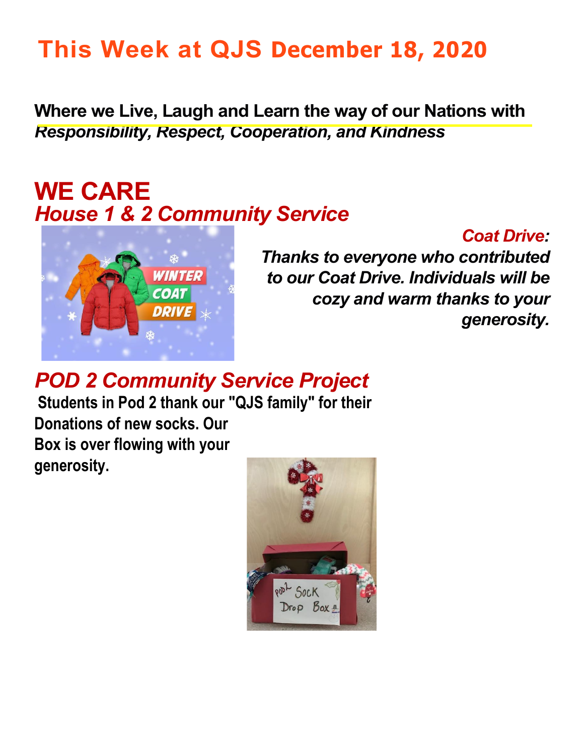# This Week at QJS December 18, 2020

**Where we Live, Laugh and Learn the way of our Nations with**
***Responsibility, Respect, Cooperation, and Kindness***

## WE CARE

### *House 1 & 2 Community Service*

***Coat Drive:***

***Thanks to everyone who contributed to our Coat Drive. Individuals will be cozy and warm thanks to your generosity.***

### *POD 2 Community Service Project*

**Students in Pod 2 thank our "QJS family" for their Donations of new socks. Our Box is over flowing with your generosity.**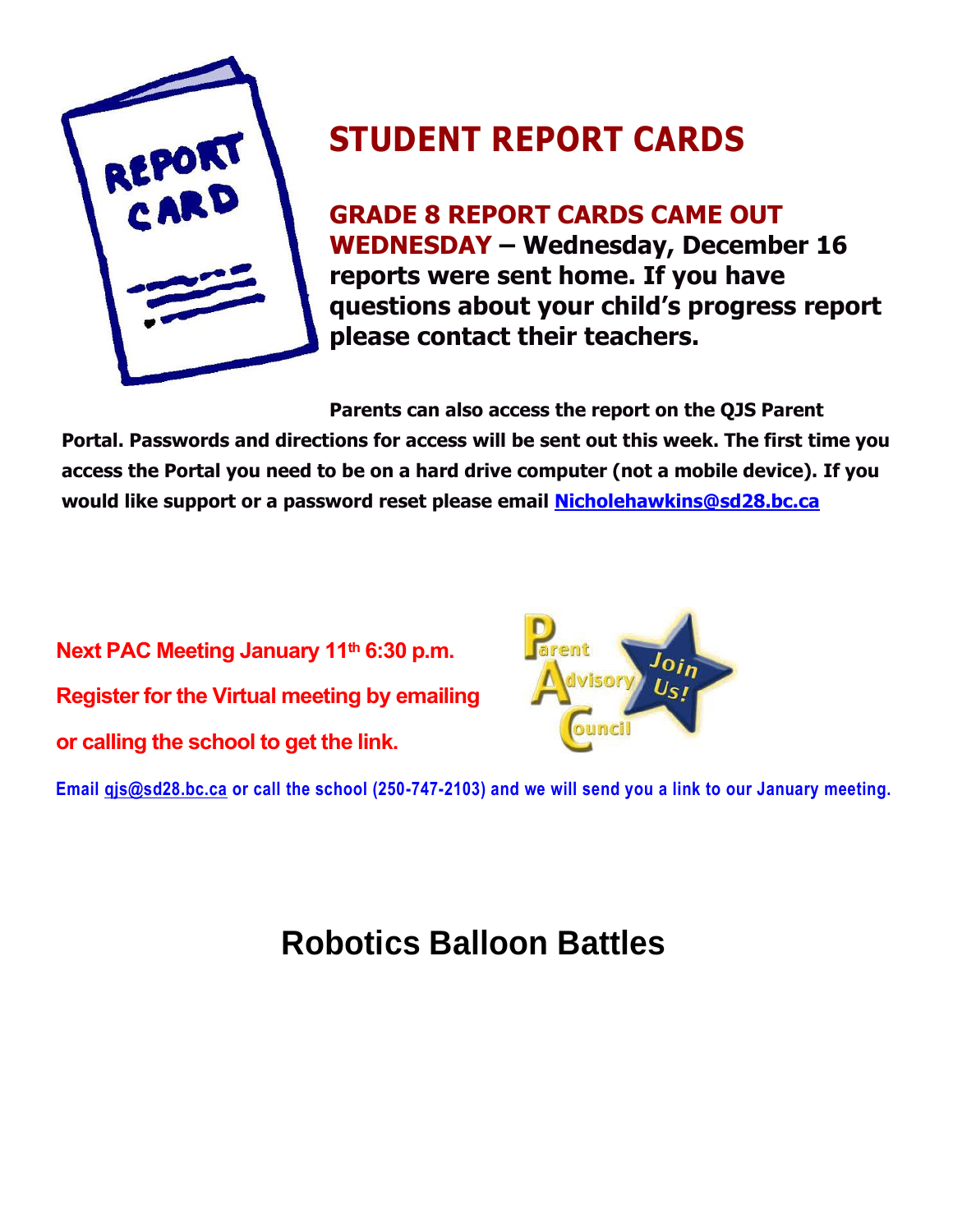# STUDENT REPORT CARDS

**GRADE 8 REPORT CARDS CAME OUT WEDNESDAY – Wednesday, December 16 reports were sent home. If you have questions about your child's progress report please contact their teachers.**

**Parents can also access the report on the QJS Parent Portal. Passwords and directions for access will be sent out this week. The first time you access the Portal you need to be on a hard drive computer (not a mobile device). If you would like support or a password reset please email Nicholehawkins@sd28.bc.ca**

**Next PAC Meeting January 11th 6:30 p.m.**

**Register for the Virtual meeting by emailing or calling the school to get the link.**

**Email qjs@sd28.bc.ca or call the school (250-747-2103) and we will send you a link to our January meeting.**

## Robotics Balloon Battles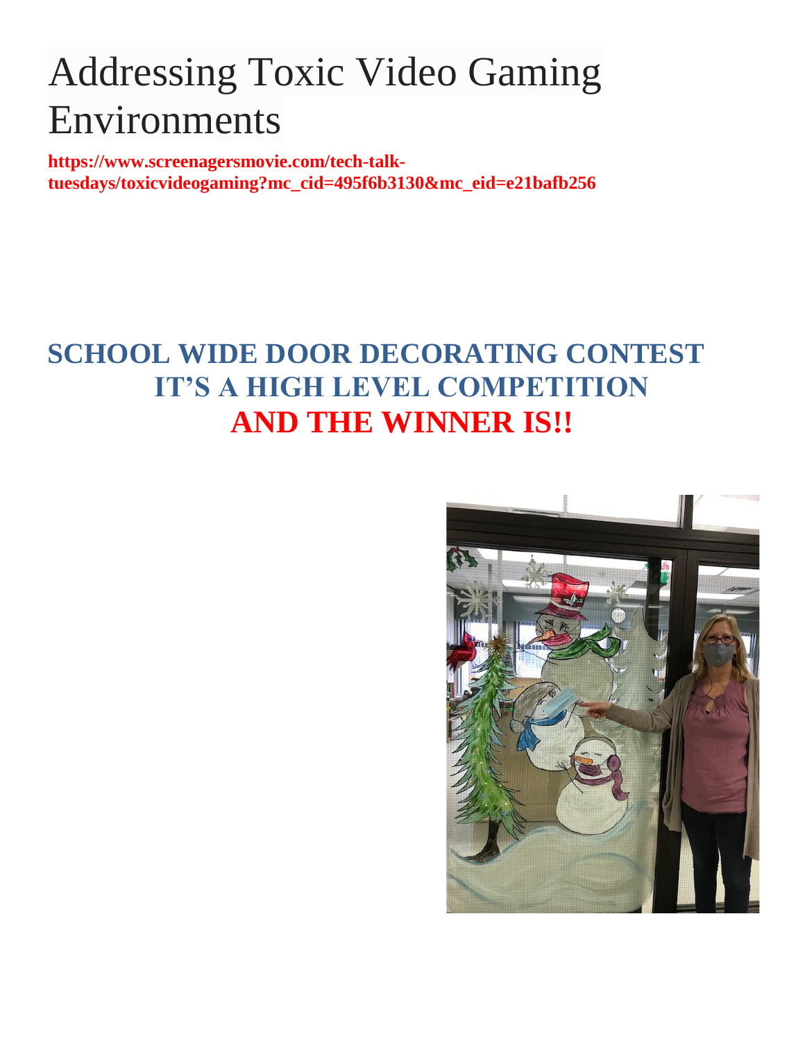# Addressing Toxic Video Gaming Environments

**https://www.screenagersmovie.com/tech-talk-tuesdays/toxicvideogaming?mc_cid=495f6b3130&mc_eid=e21bafb256**

## SCHOOL WIDE DOOR DECORATING CONTEST
## IT'S A HIGH LEVEL COMPETITION
## AND THE WINNER IS!!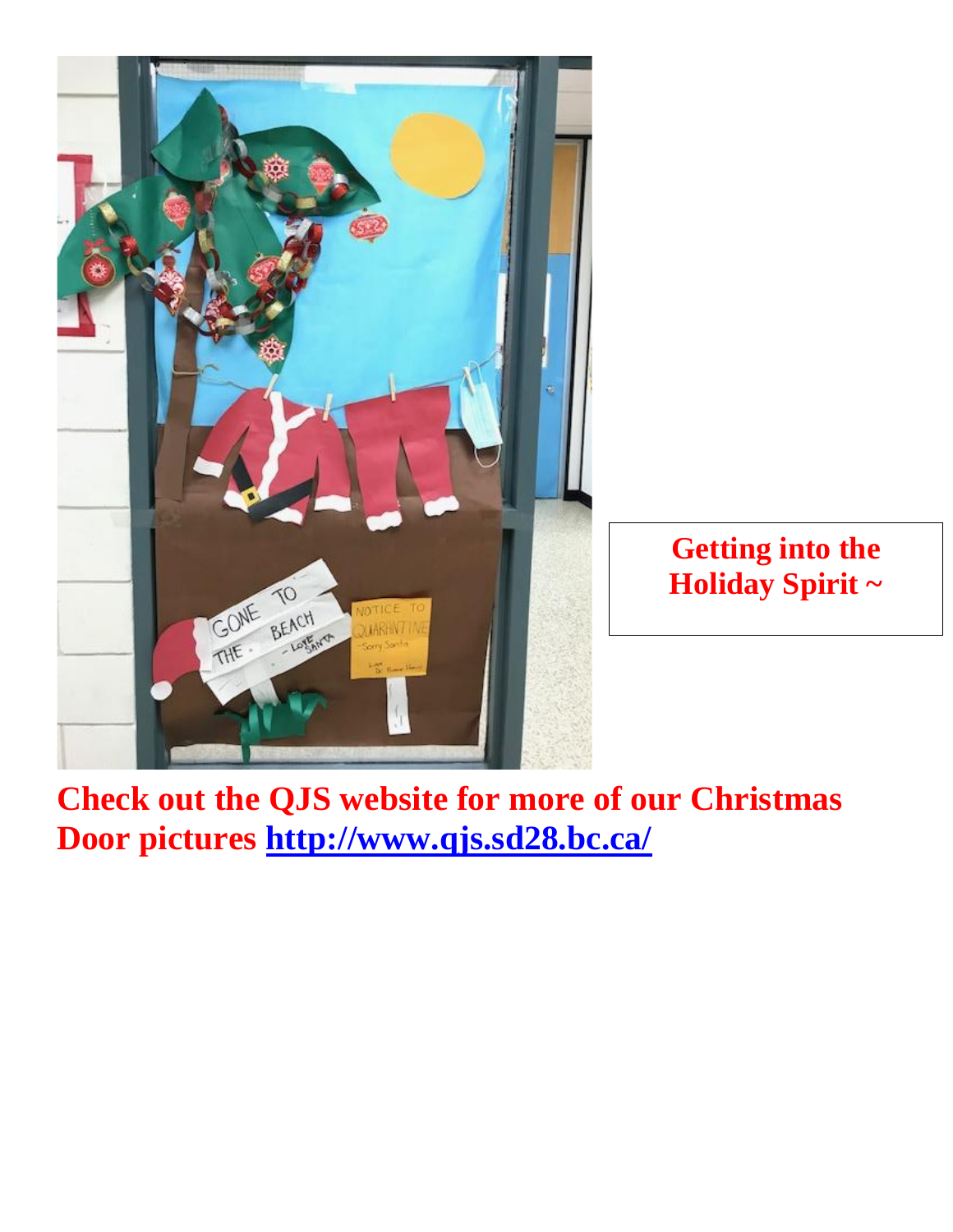**Getting into the Holiday Spirit ~**

**Check out the QJS website for more of our Christmas Door pictures [http://www.qjs.sd28.bc.ca/](http://www.qjs.sd28.bc.ca/)**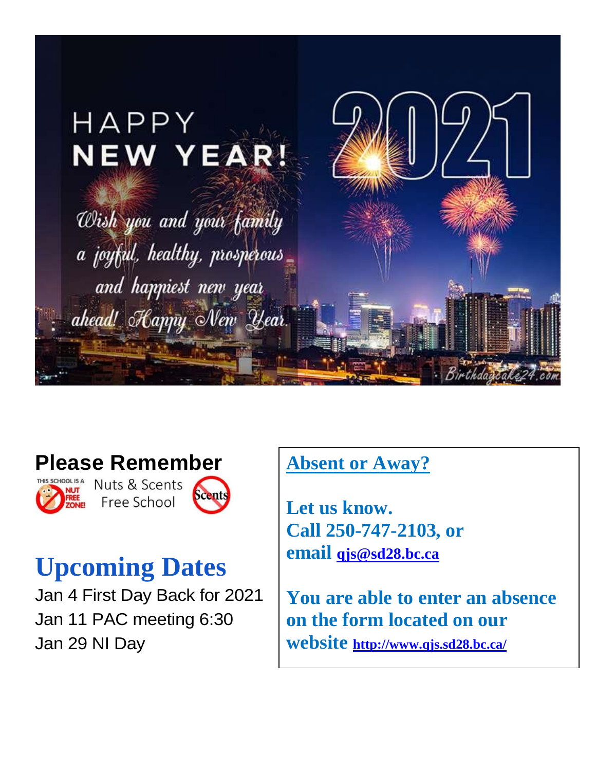HAPPY NEW YEAR! 2021

Wish you and your family a joyful, healthy, prosperous and happiest new year ahead! Happy New Year.

## Please Remember

THIS SCHOOL IS A NUT FREE ZONE! Nuts & Scents Free School Scents

# Upcoming Dates

Jan 4 First Day Back for 2021
Jan 11 PAC meeting 6:30
Jan 29 NI Day

## Absent or Away?

**Let us know.**
**Call 250-747-2103, or**
**email qjs@sd28.bc.ca**

**You are able to enter an absence on the form located on our website http://www.qjs.sd28.bc.ca/**